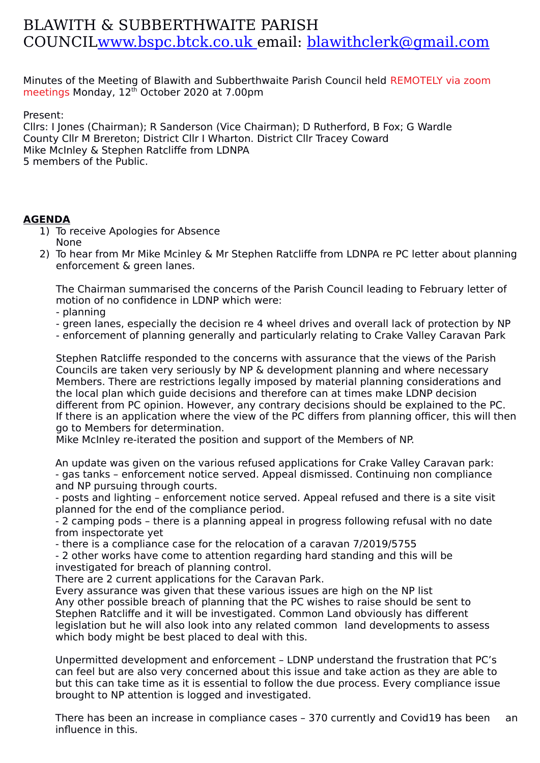# BLAWITH & SUBBERTHWAITE PARISH COUNCIL[www.bspc.btck.co.uk](http://www.bspc.btck.co.uk) email: [blawithclerk@gmail.com](mailto:blawithclerk@gmail.com)

Minutes of the Meeting of Blawith and Subberthwaite Parish Council held REMOTELY via zoom meetings Monday, 12th October 2020 at 7.00pm

Present:
Cllrs: I Jones (Chairman); R Sanderson (Vice Chairman); D Rutherford, B Fox; G Wardle
County Cllr M Brereton; District Cllr I Wharton. District Cllr Tracey Coward
Mike McInley & Stephen Ratcliffe from LDNPA
5 members of the Public.

**AGENDA**

1) To receive Apologies for Absence
   None
2) To hear from Mr Mike Mcinley & Mr Stephen Ratcliffe from LDNPA re PC letter about planning enforcement & green lanes.

   The Chairman summarised the concerns of the Parish Council leading to February letter of motion of no confidence in LDNP which were:
   - planning
   - green lanes, especially the decision re 4 wheel drives and overall lack of protection by NP
   - enforcement of planning generally and particularly relating to Crake Valley Caravan Park

   Stephen Ratcliffe responded to the concerns with assurance that the views of the Parish Councils are taken very seriously by NP & development planning and where necessary Members. There are restrictions legally imposed by material planning considerations and the local plan which guide decisions and therefore can at times make LDNP decision different from PC opinion. However, any contrary decisions should be explained to the PC. If there is an application where the view of the PC differs from planning officer, this will then go to Members for determination.
   Mike McInley re-iterated the position and support of the Members of NP.

   An update was given on the various refused applications for Crake Valley Caravan park:
   - gas tanks – enforcement notice served. Appeal dismissed. Continuing non compliance and NP pursuing through courts.
   - posts and lighting – enforcement notice served. Appeal refused and there is a site visit planned for the end of the compliance period.
   - 2 camping pods – there is a planning appeal in progress following refusal with no date from inspectorate yet
   - there is a compliance case for the relocation of a caravan 7/2019/5755
   - 2 other works have come to attention regarding hard standing and this will be investigated for breach of planning control.
   There are 2 current applications for the Caravan Park.
   Every assurance was given that these various issues are high on the NP list
   Any other possible breach of planning that the PC wishes to raise should be sent to Stephen Ratcliffe and it will be investigated. Common Land obviously has different legislation but he will also look into any related common land developments to assess which body might be best placed to deal with this.

   Unpermitted development and enforcement – LDNP understand the frustration that PC's can feel but are also very concerned about this issue and take action as they are able to but this can take time as it is essential to follow the due process. Every compliance issue brought to NP attention is logged and investigated.

   There has been an increase in compliance cases – 370 currently and Covid19 has been an influence in this.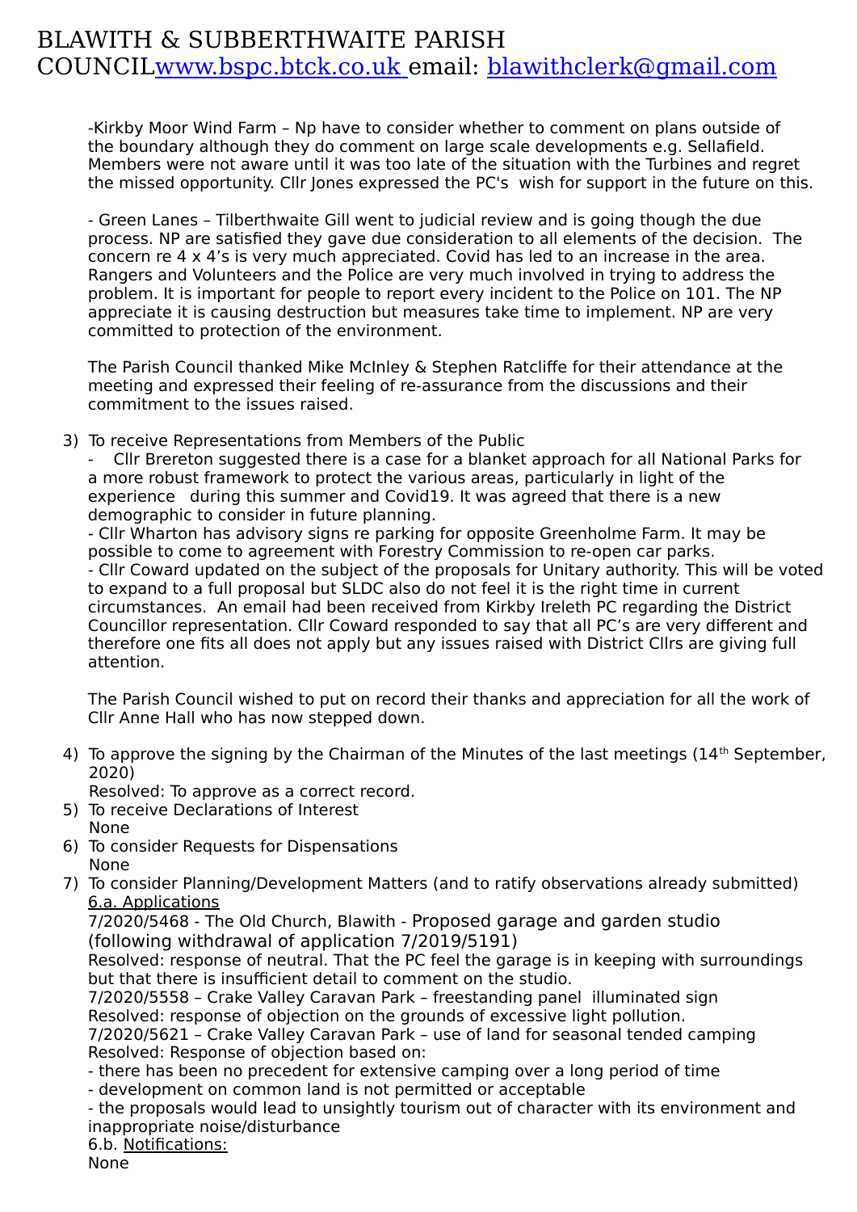-Kirkby Moor Wind Farm – Np have to consider whether to comment on plans outside of the boundary although they do comment on large scale developments e.g. Sellafield. Members were not aware until it was too late of the situation with the Turbines and regret the missed opportunity. Cllr Jones expressed the PC's wish for support in the future on this.

- Green Lanes – Tilberthwaite Gill went to judicial review and is going though the due process. NP are satisfied they gave due consideration to all elements of the decision. The concern re 4 x 4's is very much appreciated. Covid has led to an increase in the area. Rangers and Volunteers and the Police are very much involved in trying to address the problem. It is important for people to report every incident to the Police on 101. The NP appreciate it is causing destruction but measures take time to implement. NP are very committed to protection of the environment.

The Parish Council thanked Mike McInley & Stephen Ratcliffe for their attendance at the meeting and expressed their feeling of re-assurance from the discussions and their commitment to the issues raised.

3) To receive Representations from Members of the Public
   - Cllr Brereton suggested there is a case for a blanket approach for all National Parks for a more robust framework to protect the various areas, particularly in light of the experience during this summer and Covid19. It was agreed that there is a new demographic to consider in future planning.
   - Cllr Wharton has advisory signs re parking for opposite Greenholme Farm. It may be possible to come to agreement with Forestry Commission to re-open car parks.
   - Cllr Coward updated on the subject of the proposals for Unitary authority. This will be voted to expand to a full proposal but SLDC also do not feel it is the right time in current circumstances. An email had been received from Kirkby Ireleth PC regarding the District Councillor representation. Cllr Coward responded to say that all PC's are very different and therefore one fits all does not apply but any issues raised with District Cllrs are giving full attention.

   The Parish Council wished to put on record their thanks and appreciation for all the work of Cllr Anne Hall who has now stepped down.

4) To approve the signing by the Chairman of the Minutes of the last meetings (14th September, 2020)
   Resolved: To approve as a correct record.
5) To receive Declarations of Interest
   None
6) To consider Requests for Dispensations
   None
7) To consider Planning/Development Matters (and to ratify observations already submitted)
   6.a. Applications
   7/2020/5468 - The Old Church, Blawith - Proposed garage and garden studio (following withdrawal of application 7/2019/5191)
   Resolved: response of neutral. That the PC feel the garage is in keeping with surroundings but that there is insufficient detail to comment on the studio.
   7/2020/5558 – Crake Valley Caravan Park – freestanding panel illuminated sign
   Resolved: response of objection on the grounds of excessive light pollution.
   7/2020/5621 – Crake Valley Caravan Park – use of land for seasonal tended camping
   Resolved: Response of objection based on:
   - there has been no precedent for extensive camping over a long period of time
   - development on common land is not permitted or acceptable
   - the proposals would lead to unsightly tourism out of character with its environment and inappropriate noise/disturbance

   6.b. Notifications:
   None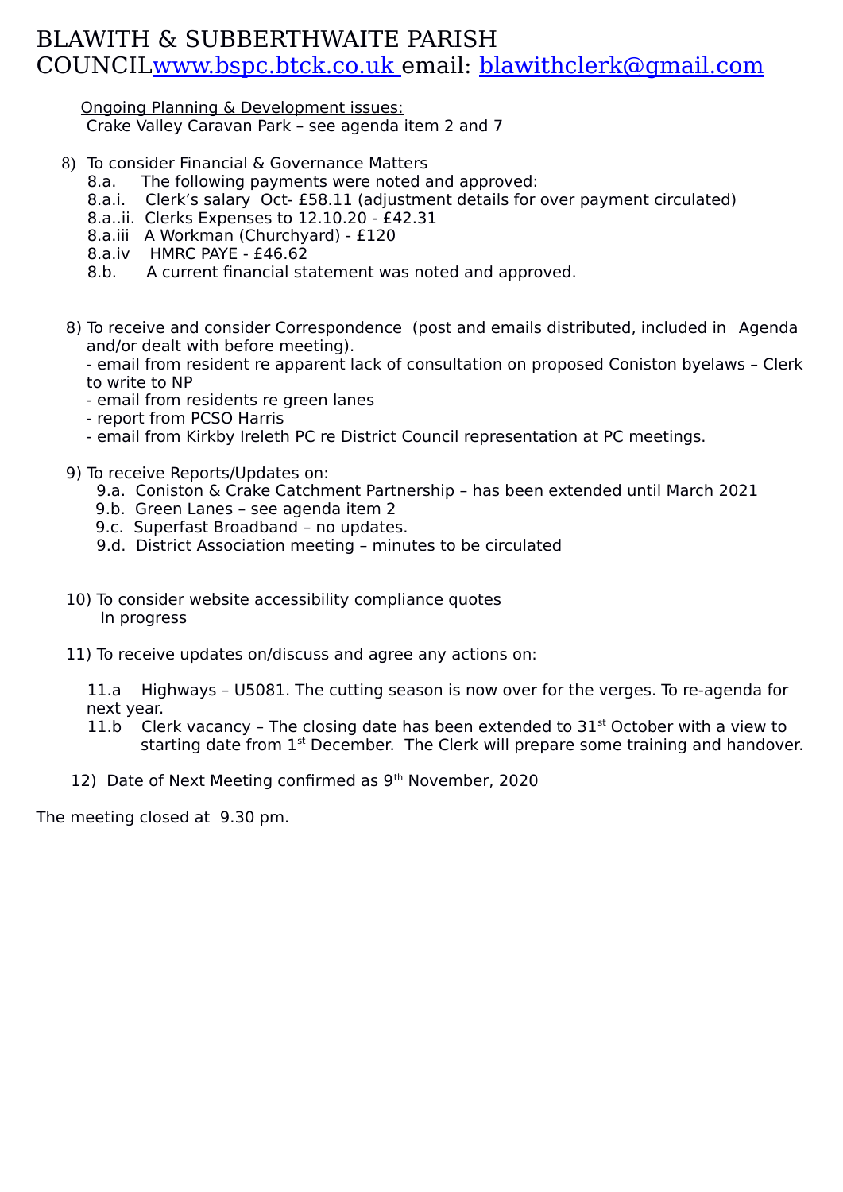BLAWITH & SUBBERTHWAITE PARISH COUNCIL[www.bspc.btck.co.uk](http://www.bspc.btck.co.uk) email: [blawithclerk@gmail.com](mailto:blawithclerk@gmail.com)

Ongoing Planning & Development issues:
Crake Valley Caravan Park – see agenda item 2 and 7

8) To consider Financial & Governance Matters
   - 8.a. The following payments were noted and approved:
   - 8.a.i. Clerk's salary Oct- £58.11 (adjustment details for over payment circulated)
   - 8.a..ii. Clerks Expenses to 12.10.20 - £42.31
   - 8.a.iii A Workman (Churchyard) - £120
   - 8.a.iv HMRC PAYE - £46.62
   - 8.b. A current financial statement was noted and approved.

8) To receive and consider Correspondence (post and emails distributed, included in Agenda and/or dealt with before meeting).
   - email from resident re apparent lack of consultation on proposed Coniston byelaws – Clerk to write to NP
   - email from residents re green lanes
   - report from PCSO Harris
   - email from Kirkby Ireleth PC re District Council representation at PC meetings.

9) To receive Reports/Updates on:
   - 9.a. Coniston & Crake Catchment Partnership – has been extended until March 2021
   - 9.b. Green Lanes – see agenda item 2
   - 9.c. Superfast Broadband – no updates.
   - 9.d. District Association meeting – minutes to be circulated

10) To consider website accessibility compliance quotes
    In progress

11) To receive updates on/discuss and agree any actions on:
   - 11.a Highways – U5081. The cutting season is now over for the verges. To re-agenda for next year.
   - 11.b Clerk vacancy – The closing date has been extended to 31st October with a view to starting date from 1st December. The Clerk will prepare some training and handover.

12) Date of Next Meeting confirmed as 9th November, 2020

The meeting closed at 9.30 pm.